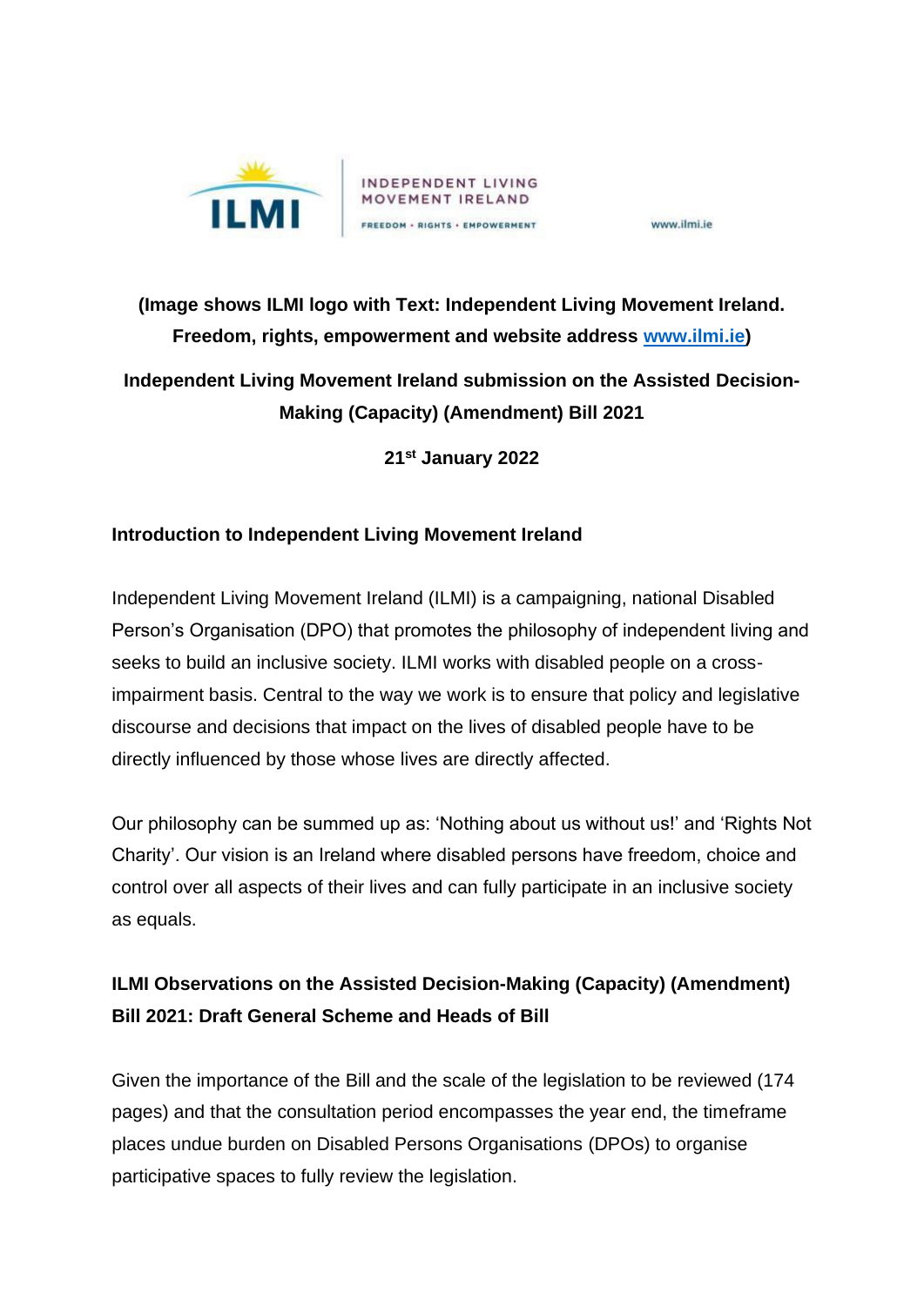**(Image shows ILMI logo with Text: Independent Living Movement Ireland. Freedom, rights, empowerment and website address [www.ilmi.ie](http://www.ilmi.ie))**

# Independent Living Movement Ireland submission on the Assisted Decision-Making (Capacity) (Amendment) Bill 2021

**21st January 2022**

## Introduction to Independent Living Movement Ireland

Independent Living Movement Ireland (ILMI) is a campaigning, national Disabled Person's Organisation (DPO) that promotes the philosophy of independent living and seeks to build an inclusive society. ILMI works with disabled people on a cross-impairment basis. Central to the way we work is to ensure that policy and legislative discourse and decisions that impact on the lives of disabled people have to be directly influenced by those whose lives are directly affected.

Our philosophy can be summed up as: 'Nothing about us without us!' and 'Rights Not Charity'. Our vision is an Ireland where disabled persons have freedom, choice and control over all aspects of their lives and can fully participate in an inclusive society as equals.

## ILMI Observations on the Assisted Decision-Making (Capacity) (Amendment) Bill 2021: Draft General Scheme and Heads of Bill

Given the importance of the Bill and the scale of the legislation to be reviewed (174 pages) and that the consultation period encompasses the year end, the timeframe places undue burden on Disabled Persons Organisations (DPOs) to organise participative spaces to fully review the legislation.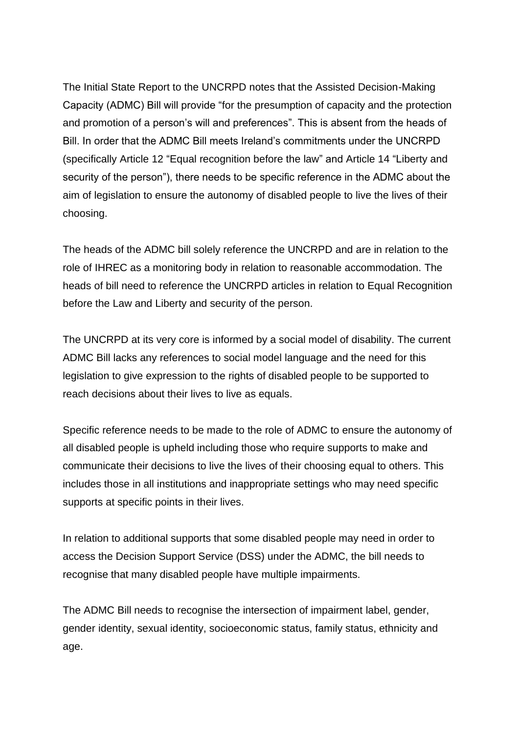The Initial State Report to the UNCRPD notes that the Assisted Decision-Making Capacity (ADMC) Bill will provide "for the presumption of capacity and the protection and promotion of a person's will and preferences". This is absent from the heads of Bill. In order that the ADMC Bill meets Ireland's commitments under the UNCRPD (specifically Article 12 "Equal recognition before the law" and Article 14 "Liberty and security of the person"), there needs to be specific reference in the ADMC about the aim of legislation to ensure the autonomy of disabled people to live the lives of their choosing.

The heads of the ADMC bill solely reference the UNCRPD and are in relation to the role of IHREC as a monitoring body in relation to reasonable accommodation. The heads of bill need to reference the UNCRPD articles in relation to Equal Recognition before the Law and Liberty and security of the person.

The UNCRPD at its very core is informed by a social model of disability. The current ADMC Bill lacks any references to social model language and the need for this legislation to give expression to the rights of disabled people to be supported to reach decisions about their lives to live as equals.

Specific reference needs to be made to the role of ADMC to ensure the autonomy of all disabled people is upheld including those who require supports to make and communicate their decisions to live the lives of their choosing equal to others. This includes those in all institutions and inappropriate settings who may need specific supports at specific points in their lives.

In relation to additional supports that some disabled people may need in order to access the Decision Support Service (DSS) under the ADMC, the bill needs to recognise that many disabled people have multiple impairments.

The ADMC Bill needs to recognise the intersection of impairment label, gender, gender identity, sexual identity, socioeconomic status, family status, ethnicity and age.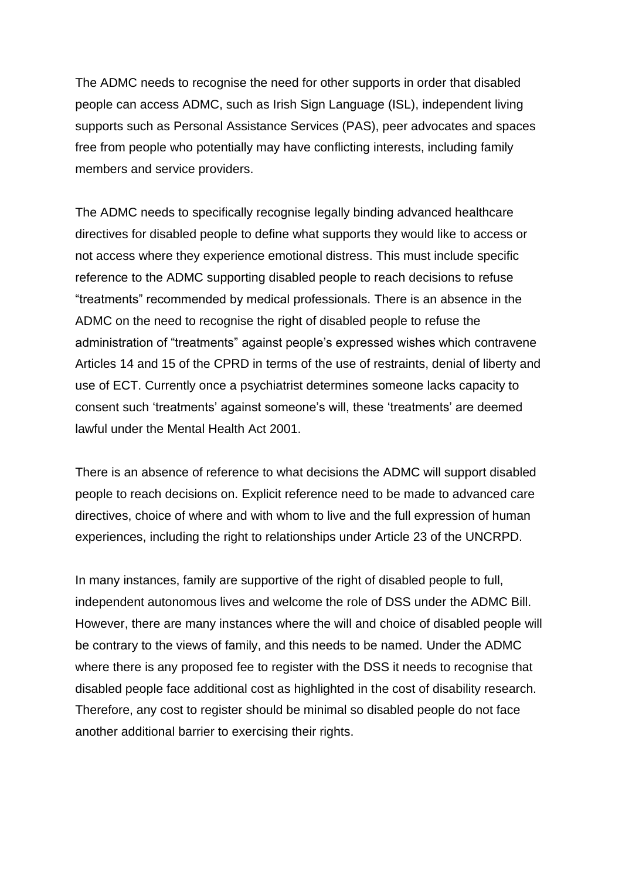The ADMC needs to recognise the need for other supports in order that disabled people can access ADMC, such as Irish Sign Language (ISL), independent living supports such as Personal Assistance Services (PAS), peer advocates and spaces free from people who potentially may have conflicting interests, including family members and service providers.

The ADMC needs to specifically recognise legally binding advanced healthcare directives for disabled people to define what supports they would like to access or not access where they experience emotional distress. This must include specific reference to the ADMC supporting disabled people to reach decisions to refuse "treatments" recommended by medical professionals. There is an absence in the ADMC on the need to recognise the right of disabled people to refuse the administration of "treatments" against people's expressed wishes which contravene Articles 14 and 15 of the CPRD in terms of the use of restraints, denial of liberty and use of ECT. Currently once a psychiatrist determines someone lacks capacity to consent such 'treatments' against someone's will, these 'treatments' are deemed lawful under the Mental Health Act 2001.

There is an absence of reference to what decisions the ADMC will support disabled people to reach decisions on. Explicit reference need to be made to advanced care directives, choice of where and with whom to live and the full expression of human experiences, including the right to relationships under Article 23 of the UNCRPD.

In many instances, family are supportive of the right of disabled people to full, independent autonomous lives and welcome the role of DSS under the ADMC Bill. However, there are many instances where the will and choice of disabled people will be contrary to the views of family, and this needs to be named. Under the ADMC where there is any proposed fee to register with the DSS it needs to recognise that disabled people face additional cost as highlighted in the cost of disability research. Therefore, any cost to register should be minimal so disabled people do not face another additional barrier to exercising their rights.